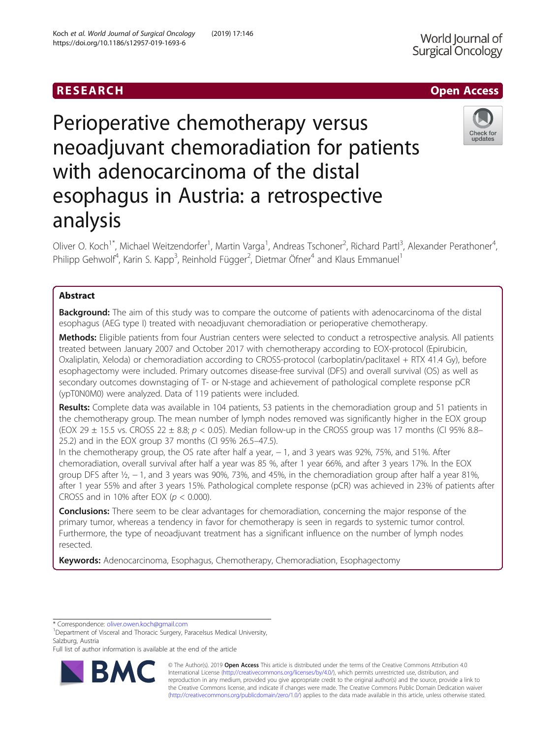RESEARCH

Open Access

# Perioperative chemotherapy versus neoadjuvant chemoradiation for patients with adenocarcinoma of the distal esophagus in Austria: a retrospective analysis

Oliver O. Koch[1*], Michael Weitzendorfer[1], Martin Varga[1], Andreas Tschoner[2], Richard Partl[3], Alexander Perathoner[4], Philipp Gehwolf[4], Karin S. Kapp[3], Reinhold Függer[2], Dietmar Öfner[4] and Klaus Emmanuel[1]

## Abstract

**Background:** The aim of this study was to compare the outcome of patients with adenocarcinoma of the distal esophagus (AEG type I) treated with neoadjuvant chemoradiation or perioperative chemotherapy.

**Methods:** Eligible patients from four Austrian centers were selected to conduct a retrospective analysis. All patients treated between January 2007 and October 2017 with chemotherapy according to EOX-protocol (Epirubicin, Oxaliplatin, Xeloda) or chemoradiation according to CROSS-protocol (carboplatin/paclitaxel + RTX 41.4 Gy), before esophagectomy were included. Primary outcomes disease-free survival (DFS) and overall survival (OS) as well as secondary outcomes downstaging of T- or N-stage and achievement of pathological complete response pCR (ypT0N0M0) were analyzed. Data of 119 patients were included.

**Results:** Complete data was available in 104 patients, 53 patients in the chemoradiation group and 51 patients in the chemotherapy group. The mean number of lymph nodes removed was significantly higher in the EOX group (EOX 29 ± 15.5 vs. CROSS 22 ± 8.8; $p < 0.05$). Median follow-up in the CROSS group was 17 months (CI 95% 8.8–25.2) and in the EOX group 37 months (CI 95% 26.5–47.5).

In the chemotherapy group, the OS rate after half a year, − 1, and 3 years was 92%, 75%, and 51%. After chemoradiation, overall survival after half a year was 85 %, after 1 year 66%, and after 3 years 17%. In the EOX group DFS after ½, − 1, and 3 years was 90%, 73%, and 45%, in the chemoradiation group after half a year 81%, after 1 year 55% and after 3 years 15%. Pathological complete response (pCR) was achieved in 23% of patients after CROSS and in 10% after EOX ($p < 0.000$).

**Conclusions:** There seem to be clear advantages for chemoradiation, concerning the major response of the primary tumor, whereas a tendency in favor for chemotherapy is seen in regards to systemic tumor control. Furthermore, the type of neoadjuvant treatment has a significant influence on the number of lymph nodes resected.

**Keywords:** Adenocarcinoma, Esophagus, Chemotherapy, Chemoradiation, Esophagectomy

* Correspondence: oliver.owen.koch@gmail.com

[1]Department of Visceral and Thoracic Surgery, Paracelsus Medical University, Salzburg, Austria

Full list of author information is available at the end of the article

© The Author(s). 2019 **Open Access** This article is distributed under the terms of the Creative Commons Attribution 4.0 International License (http://creativecommons.org/licenses/by/4.0/), which permits unrestricted use, distribution, and reproduction in any medium, provided you give appropriate credit to the original author(s) and the source, provide a link to the Creative Commons license, and indicate if changes were made. The Creative Commons Public Domain Dedication waiver (http://creativecommons.org/publicdomain/zero/1.0/) applies to the data made available in this article, unless otherwise stated.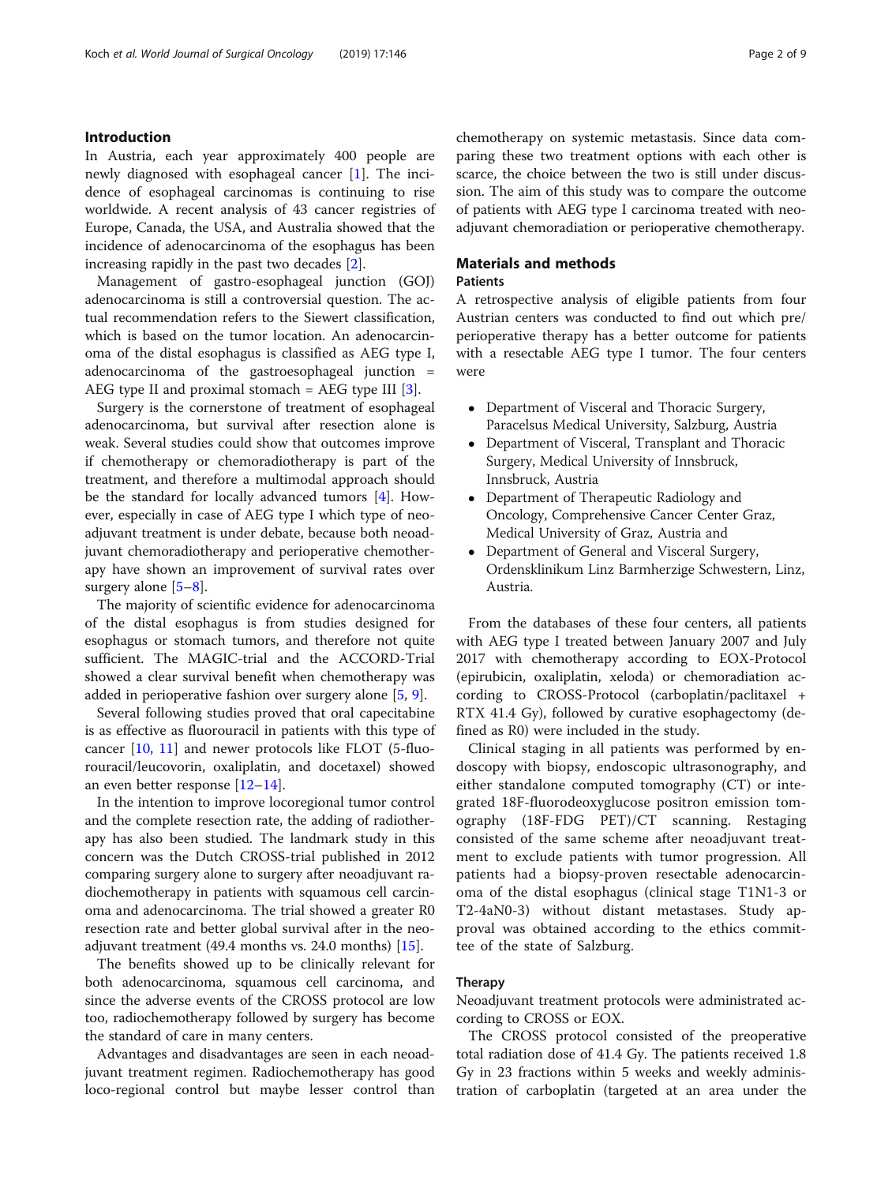## Introduction

In Austria, each year approximately 400 people are newly diagnosed with esophageal cancer [1]. The incidence of esophageal carcinomas is continuing to rise worldwide. A recent analysis of 43 cancer registries of Europe, Canada, the USA, and Australia showed that the incidence of adenocarcinoma of the esophagus has been increasing rapidly in the past two decades [2].

Management of gastro-esophageal junction (GOJ) adenocarcinoma is still a controversial question. The actual recommendation refers to the Siewert classification, which is based on the tumor location. An adenocarcinoma of the distal esophagus is classified as AEG type I, adenocarcinoma of the gastroesophageal junction = AEG type II and proximal stomach = AEG type III [3].

Surgery is the cornerstone of treatment of esophageal adenocarcinoma, but survival after resection alone is weak. Several studies could show that outcomes improve if chemotherapy or chemoradiotherapy is part of the treatment, and therefore a multimodal approach should be the standard for locally advanced tumors [4]. However, especially in case of AEG type I which type of neoadjuvant treatment is under debate, because both neoadjuvant chemoradiotherapy and perioperative chemotherapy have shown an improvement of survival rates over surgery alone [5–8].

The majority of scientific evidence for adenocarcinoma of the distal esophagus is from studies designed for esophagus or stomach tumors, and therefore not quite sufficient. The MAGIC-trial and the ACCORD-Trial showed a clear survival benefit when chemotherapy was added in perioperative fashion over surgery alone [5, 9].

Several following studies proved that oral capecitabine is as effective as fluorouracil in patients with this type of cancer [10, 11] and newer protocols like FLOT (5-fluorouracil/leucovorin, oxaliplatin, and docetaxel) showed an even better response [12–14].

In the intention to improve locoregional tumor control and the complete resection rate, the adding of radiotherapy has also been studied. The landmark study in this concern was the Dutch CROSS-trial published in 2012 comparing surgery alone to surgery after neoadjuvant radiochemotherapy in patients with squamous cell carcinoma and adenocarcinoma. The trial showed a greater R0 resection rate and better global survival after in the neoadjuvant treatment (49.4 months vs. 24.0 months) [15].

The benefits showed up to be clinically relevant for both adenocarcinoma, squamous cell carcinoma, and since the adverse events of the CROSS protocol are low too, radiochemotherapy followed by surgery has become the standard of care in many centers.

Advantages and disadvantages are seen in each neoadjuvant treatment regimen. Radiochemotherapy has good loco-regional control but maybe lesser control than chemotherapy on systemic metastasis. Since data comparing these two treatment options with each other is scarce, the choice between the two is still under discussion. The aim of this study was to compare the outcome of patients with AEG type I carcinoma treated with neoadjuvant chemoradiation or perioperative chemotherapy.

## Materials and methods

### Patients

A retrospective analysis of eligible patients from four Austrian centers was conducted to find out which pre/perioperative therapy has a better outcome for patients with a resectable AEG type I tumor. The four centers were

- Department of Visceral and Thoracic Surgery, Paracelsus Medical University, Salzburg, Austria
- Department of Visceral, Transplant and Thoracic Surgery, Medical University of Innsbruck, Innsbruck, Austria
- Department of Therapeutic Radiology and Oncology, Comprehensive Cancer Center Graz, Medical University of Graz, Austria and
- Department of General and Visceral Surgery, Ordensklinikum Linz Barmherzige Schwestern, Linz, Austria.

From the databases of these four centers, all patients with AEG type I treated between January 2007 and July 2017 with chemotherapy according to EOX-Protocol (epirubicin, oxaliplatin, xeloda) or chemoradiation according to CROSS-Protocol (carboplatin/paclitaxel + RTX 41.4 Gy), followed by curative esophagectomy (defined as R0) were included in the study.

Clinical staging in all patients was performed by endoscopy with biopsy, endoscopic ultrasonography, and either standalone computed tomography (CT) or integrated 18F-fluorodeoxyglucose positron emission tomography (18F-FDG PET)/CT scanning. Restaging consisted of the same scheme after neoadjuvant treatment to exclude patients with tumor progression. All patients had a biopsy-proven resectable adenocarcinoma of the distal esophagus (clinical stage T1N1-3 or T2-4aN0-3) without distant metastases. Study approval was obtained according to the ethics committee of the state of Salzburg.

### Therapy

Neoadjuvant treatment protocols were administrated according to CROSS or EOX.

The CROSS protocol consisted of the preoperative total radiation dose of 41.4 Gy. The patients received 1.8 Gy in 23 fractions within 5 weeks and weekly administration of carboplatin (targeted at an area under the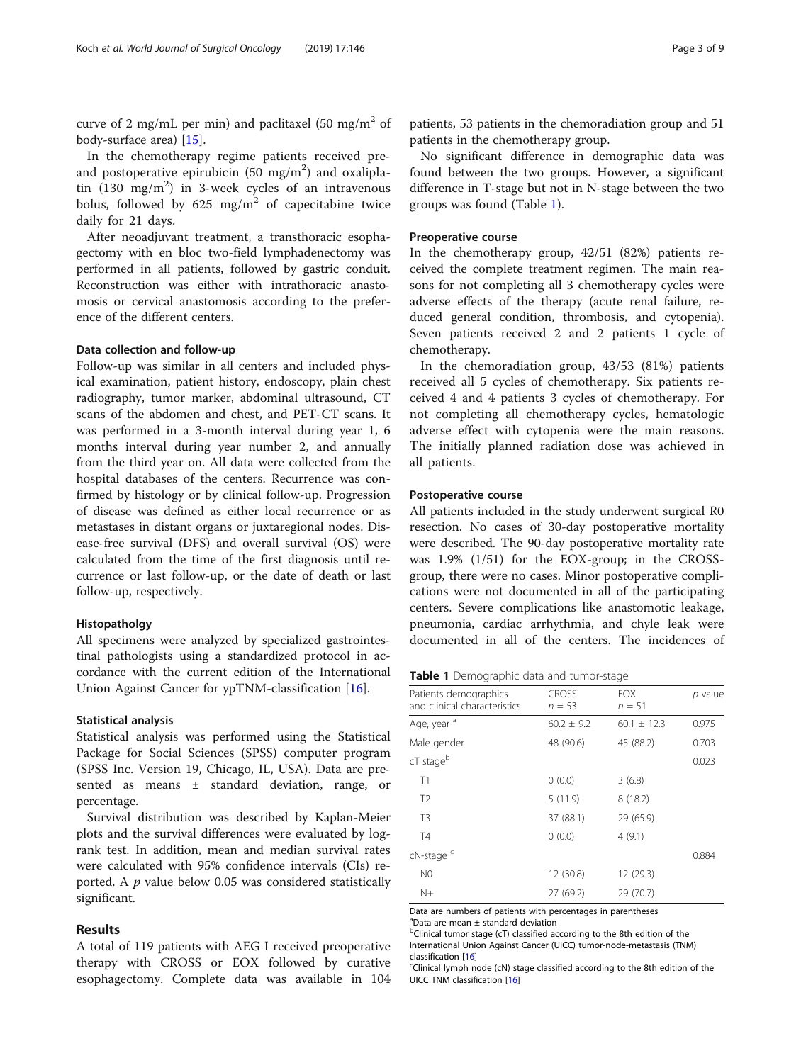curve of 2 mg/mL per min) and paclitaxel (50 mg/m$^2$ of body-surface area) [15].

In the chemotherapy regime patients received pre- and postoperative epirubicin (50 mg/m$^2$) and oxaliplatin (130 mg/m$^2$) in 3-week cycles of an intravenous bolus, followed by 625 mg/m$^2$ of capecitabine twice daily for 21 days.

After neoadjuvant treatment, a transthoracic esophagectomy with en bloc two-field lymphadenectomy was performed in all patients, followed by gastric conduit. Reconstruction was either with intrathoracic anastomosis or cervical anastomosis according to the preference of the different centers.

### Data collection and follow-up

Follow-up was similar in all centers and included physical examination, patient history, endoscopy, plain chest radiography, tumor marker, abdominal ultrasound, CT scans of the abdomen and chest, and PET-CT scans. It was performed in a 3-month interval during year 1, 6 months interval during year number 2, and annually from the third year on. All data were collected from the hospital databases of the centers. Recurrence was confirmed by histology or by clinical follow-up. Progression of disease was defined as either local recurrence or as metastases in distant organs or juxtaregional nodes. Disease-free survival (DFS) and overall survival (OS) were calculated from the time of the first diagnosis until recurrence or last follow-up, or the date of death or last follow-up, respectively.

### Histopatholgy

All specimens were analyzed by specialized gastrointestinal pathologists using a standardized protocol in accordance with the current edition of the International Union Against Cancer for ypTNM-classification [16].

### Statistical analysis

Statistical analysis was performed using the Statistical Package for Social Sciences (SPSS) computer program (SPSS Inc. Version 19, Chicago, IL, USA). Data are presented as means ± standard deviation, range, or percentage.

Survival distribution was described by Kaplan-Meier plots and the survival differences were evaluated by log-rank test. In addition, mean and median survival rates were calculated with 95% confidence intervals (CIs) reported. A $p$ value below 0.05 was considered statistically significant.

## Results

A total of 119 patients with AEG I received preoperative therapy with CROSS or EOX followed by curative esophagectomy. Complete data was available in 104 patients, 53 patients in the chemoradiation group and 51 patients in the chemotherapy group.

No significant difference in demographic data was found between the two groups. However, a significant difference in T-stage but not in N-stage between the two groups was found (Table 1).

### Preoperative course

In the chemotherapy group, 42/51 (82%) patients received the complete treatment regimen. The main reasons for not completing all 3 chemotherapy cycles were adverse effects of the therapy (acute renal failure, reduced general condition, thrombosis, and cytopenia). Seven patients received 2 and 2 patients 1 cycle of chemotherapy.

In the chemoradiation group, 43/53 (81%) patients received all 5 cycles of chemotherapy. Six patients received 4 and 4 patients 3 cycles of chemotherapy. For not completing all chemotherapy cycles, hematologic adverse effect with cytopenia were the main reasons. The initially planned radiation dose was achieved in all patients.

### Postoperative course

All patients included in the study underwent surgical R0 resection. No cases of 30-day postoperative mortality were described. The 90-day postoperative mortality rate was 1.9% (1/51) for the EOX-group; in the CROSS-group, there were no cases. Minor postoperative complications were not documented in all of the participating centers. Severe complications like anastomotic leakage, pneumonia, cardiac arrhythmia, and chyle leak were documented in all of the centers. The incidences of

**Table 1** Demographic data and tumor-stage

| Patients demographics and clinical characteristics | CROSS $n$ = 53 | EOX $n$ = 51 | $p$ value |
|---|---|---|---|
| Age, year [a] | 60.2 ± 9.2 | 60.1 ± 12.3 | 0.975 |
| Male gender | 48 (90.6) | 45 (88.2) | 0.703 |
| cT stage[b] | | | 0.023 |
| T1 | 0 (0.0) | 3 (6.8) | |
| T2 | 5 (11.9) | 8 (18.2) | |
| T3 | 37 (88.1) | 29 (65.9) | |
| T4 | 0 (0.0) | 4 (9.1) | |
| cN-stage [c] | | | 0.884 |
| N0 | 12 (30.8) | 12 (29.3) | |
| N+ | 27 (69.2) | 29 (70.7) | |

Data are numbers of patients with percentages in parentheses
[a]Data are mean ± standard deviation
[b]Clinical tumor stage (cT) classified according to the 8th edition of the International Union Against Cancer (UICC) tumor-node-metastasis (TNM) classification [16]
[c]Clinical lymph node (cN) stage classified according to the 8th edition of the UICC TNM classification [16]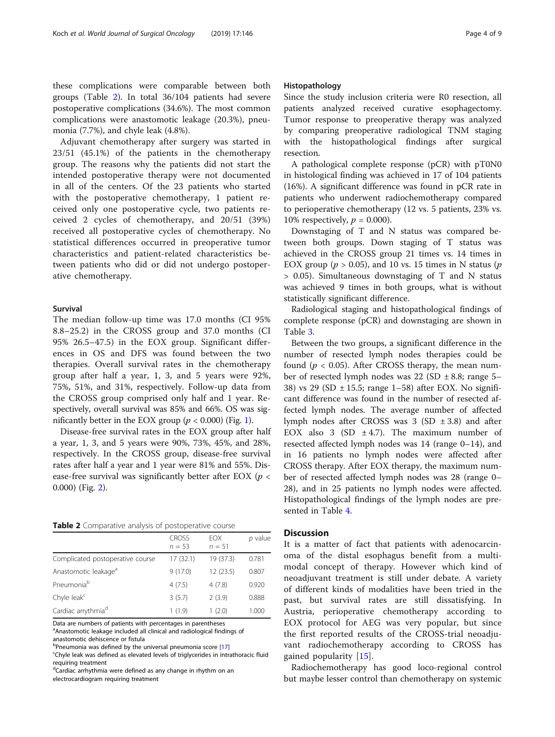these complications were comparable between both groups (Table 2). In total 36/104 patients had severe postoperative complications (34.6%). The most common complications were anastomotic leakage (20.3%), pneumonia (7.7%), and chyle leak (4.8%).

Adjuvant chemotherapy after surgery was started in 23/51 (45.1%) of the patients in the chemotherapy group. The reasons why the patients did not start the intended postoperative therapy were not documented in all of the centers. Of the 23 patients who started with the postoperative chemotherapy, 1 patient received only one postoperative cycle, two patients received 2 cycles of chemotherapy, and 20/51 (39%) received all postoperative cycles of chemotherapy. No statistical differences occurred in preoperative tumor characteristics and patient-related characteristics between patients who did or did not undergo postoperative chemotherapy.

### Survival

The median follow-up time was 17.0 months (CI 95% 8.8–25.2) in the CROSS group and 37.0 months (CI 95% 26.5–47.5) in the EOX group. Significant differences in OS and DFS was found between the two therapies. Overall survival rates in the chemotherapy group after half a year, 1, 3, and 5 years were 92%, 75%, 51%, and 31%, respectively. Follow-up data from the CROSS group comprised only half and 1 year. Respectively, overall survival was 85% and 66%. OS was significantly better in the EOX group ($p < 0.000$) (Fig. 1).

Disease-free survival rates in the EOX group after half a year, 1, 3, and 5 years were 90%, 73%, 45%, and 28%, respectively. In the CROSS group, disease-free survival rates after half a year and 1 year were 81% and 55%. Disease-free survival was significantly better after EOX ($p < 0.000$) (Fig. 2).

**Table 2** Comparative analysis of postoperative course

| | CROSS $n = 53$ | EOX $n = 51$ | $p$ value |
|---|---|---|---|
| Complicated postoperative course | 17 (32.1) | 19 (37.3) | 0.781 |
| Anastomotic leakage[a] | 9 (17.0) | 12 (23.5) | 0.807 |
| Pneumonia[b] | 4 (7.5) | 4 (7.8) | 0.920 |
| Chyle leak[c] | 3 (5.7) | 2 (3.9) | 0.888 |
| Cardiac arrythmia[d] | 1 (1.9) | 1 (2.0) | 1.000 |

Data are numbers of patients with percentages in parentheses
[a]Anastomotic leakage included all clinical and radiological findings of anastomotic dehiscence or fistula
[b]Pneumonia was defined by the universal pneumonia score [17]
[c]Chyle leak was defined as elevated levels of triglycerides in intrathoracic fluid requiring treatment
[d]Cardiac arrhythmia were defined as any change in rhythm on an electrocardiogram requiring treatment

### Histopathology

Since the study inclusion criteria were R0 resection, all patients analyzed received curative esophagectomy. Tumor response to preoperative therapy was analyzed by comparing preoperative radiological TNM staging with the histopathological findings after surgical resection.

A pathological complete response (pCR) with pT0N0 in histological finding was achieved in 17 of 104 patients (16%). A significant difference was found in pCR rate in patients who underwent radiochemotherapy compared to perioperative chemotherapy (12 vs. 5 patients, 23% vs. 10% respectively, $p = 0.000$).

Downstaging of T and N status was compared between both groups. Down staging of T status was achieved in the CROSS group 21 times vs. 14 times in EOX group ($p > 0.05$), and 10 vs. 15 times in N status ($p > 0.05$). Simultaneous downstaging of T and N status was achieved 9 times in both groups, what is without statistically significant difference.

Radiological staging and histopathological findings of complete response (pCR) and downstaging are shown in Table 3.

Between the two groups, a significant difference in the number of resected lymph nodes therapies could be found ($p < 0.05$). After CROSS therapy, the mean number of resected lymph nodes was 22 (SD ± 8.8; range 5–38) vs 29 (SD ± 15.5; range 1–58) after EOX. No significant difference was found in the number of resected affected lymph nodes. The average number of affected lymph nodes after CROSS was 3 (SD ± 3.8) and after EOX also 3 (SD ± 4.7). The maximum number of resected affected lymph nodes was 14 (range 0–14), and in 16 patients no lymph nodes were affected after CROSS therapy. After EOX therapy, the maximum number of resected affected lymph nodes was 28 (range 0–28), and in 25 patients no lymph nodes were affected. Histopathological findings of the lymph nodes are presented in Table 4.

## Discussion

It is a matter of fact that patients with adenocarcinoma of the distal esophagus benefit from a multimodal concept of therapy. However which kind of neoadjuvant treatment is still under debate. A variety of different kinds of modalities have been tried in the past, but survival rates are still dissatisfying. In Austria, perioperative chemotherapy according to EOX protocol for AEG was very popular, but since the first reported results of the CROSS-trial neoadjuvant radiochemotherapy according to CROSS has gained popularity [15].

Radiochemotherapy has good loco-regional control but maybe lesser control than chemotherapy on systemic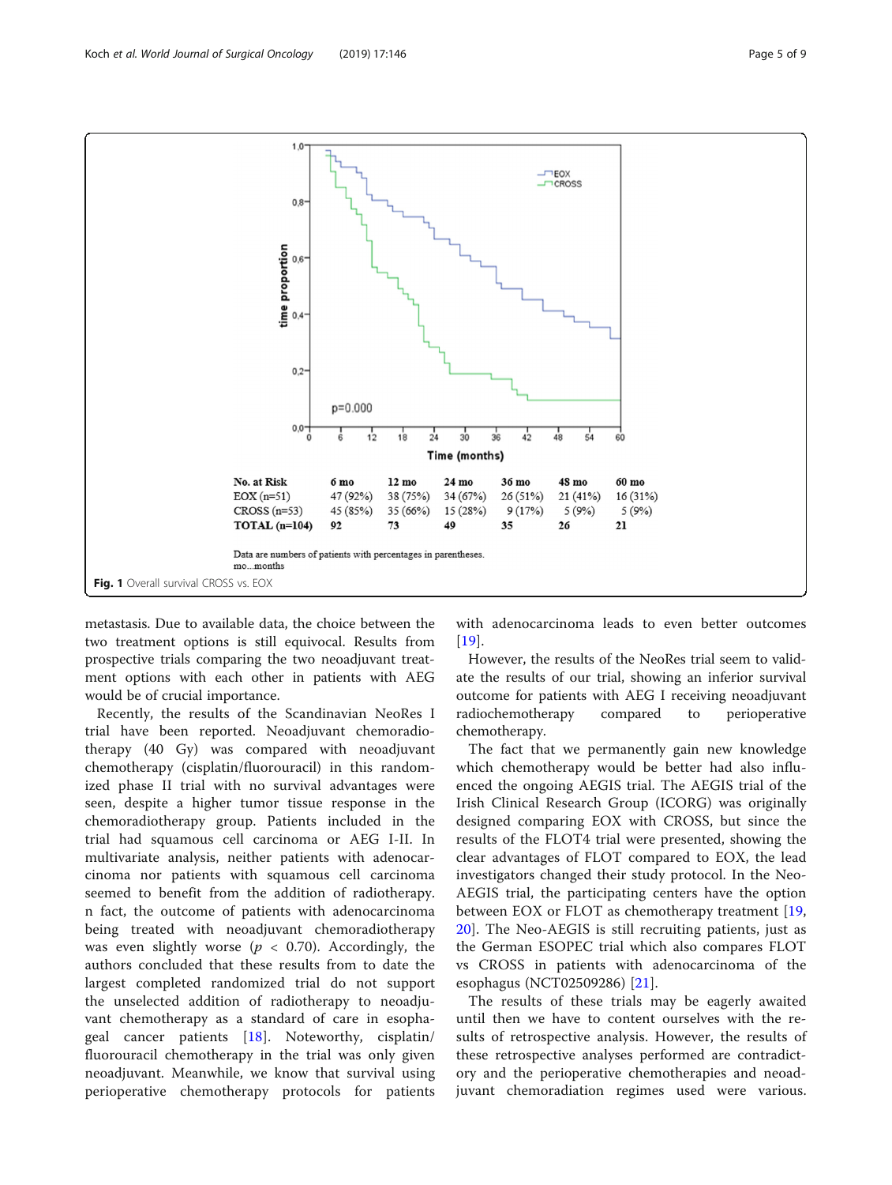| No. at Risk | 6 mo | 12 mo | 24 mo | 36 mo | 48 mo | 60 mo |
|---|---|---|---|---|---|---|
| EOX (n=51) | 47 (92%) | 38 (75%) | 34 (67%) | 26 (51%) | 21 (41%) | 16 (31%) |
| CROSS (n=53) | 45 (85%) | 35 (66%) | 15 (28%) | 9 (17%) | 5 (9%) | 5 (9%) |
| **TOTAL (n=104)** | **92** | **73** | **49** | **35** | **26** | **21** |

Data are numbers of patients with percentages in parentheses.
mo...months

**Fig. 1** Overall survival CROSS vs. EOX

metastasis. Due to available data, the choice between the two treatment options is still equivocal. Results from prospective trials comparing the two neoadjuvant treatment options with each other in patients with AEG would be of crucial importance.

Recently, the results of the Scandinavian NeoRes I trial have been reported. Neoadjuvant chemoradiotherapy (40 Gy) was compared with neoadjuvant chemotherapy (cisplatin/fluorouracil) in this randomized phase II trial with no survival advantages were seen, despite a higher tumor tissue response in the chemoradiotherapy group. Patients included in the trial had squamous cell carcinoma or AEG I-II. In multivariate analysis, neither patients with adenocarcinoma nor patients with squamous cell carcinoma seemed to benefit from the addition of radiotherapy. n fact, the outcome of patients with adenocarcinoma being treated with neoadjuvant chemoradiotherapy was even slightly worse ($p < 0.70$). Accordingly, the authors concluded that these results from to date the largest completed randomized trial do not support the unselected addition of radiotherapy to neoadjuvant chemotherapy as a standard of care in esophageal cancer patients [18]. Noteworthy, cisplatin/fluorouracil chemotherapy in the trial was only given neoadjuvant. Meanwhile, we know that survival using perioperative chemotherapy protocols for patients with adenocarcinoma leads to even better outcomes [19].

However, the results of the NeoRes trial seem to validate the results of our trial, showing an inferior survival outcome for patients with AEG I receiving neoadjuvant radiochemotherapy compared to perioperative chemotherapy.

The fact that we permanently gain new knowledge which chemotherapy would be better had also influenced the ongoing AEGIS trial. The AEGIS trial of the Irish Clinical Research Group (ICORG) was originally designed comparing EOX with CROSS, but since the results of the FLOT4 trial were presented, showing the clear advantages of FLOT compared to EOX, the lead investigators changed their study protocol. In the Neo-AEGIS trial, the participating centers have the option between EOX or FLOT as chemotherapy treatment [19, 20]. The Neo-AEGIS is still recruiting patients, just as the German ESOPEC trial which also compares FLOT vs CROSS in patients with adenocarcinoma of the esophagus (NCT02509286) [21].

The results of these trials may be eagerly awaited until then we have to content ourselves with the results of retrospective analysis. However, the results of these retrospective analyses performed are contradictory and the perioperative chemotherapies and neoadjuvant chemoradiation regimes used were various.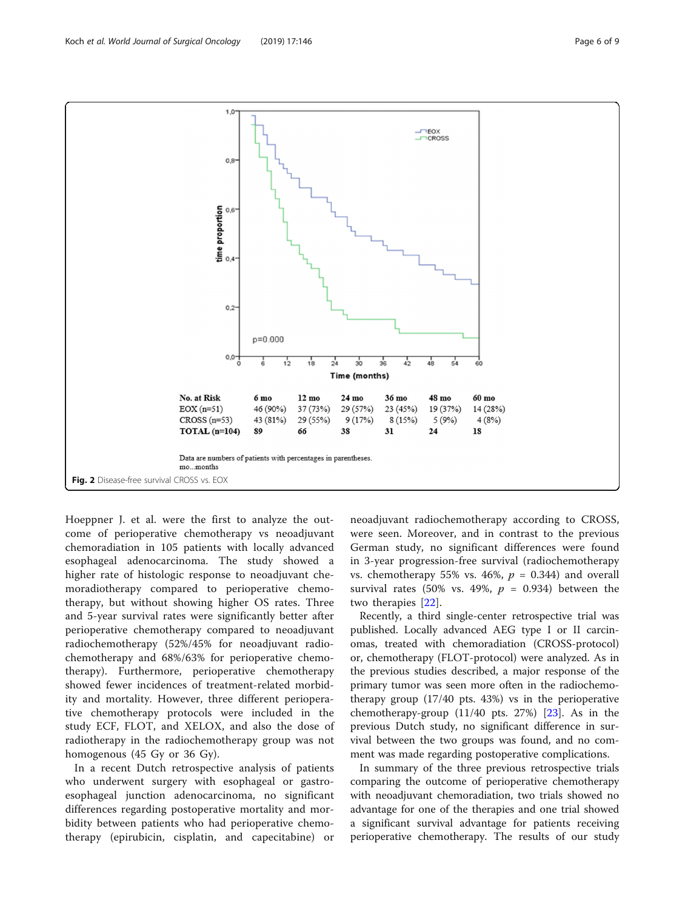| No. at Risk | 6 mo | 12 mo | 24 mo | 36 mo | 48 mo | 60 mo |
|---|---|---|---|---|---|---|
| EOX (n=51) | 46 (90%) | 37 (73%) | 29 (57%) | 23 (45%) | 19 (37%) | 14 (28%) |
| CROSS (n=53) | 43 (81%) | 29 (55%) | 9 (17%) | 8 (15%) | 5 (9%) | 4 (8%) |
| **TOTAL (n=104)** | **89** | **66** | **38** | **31** | **24** | **18** |

Data are numbers of patients with percentages in parentheses.
mo...months

**Fig. 2** Disease-free survival CROSS vs. EOX

Hoeppner J. et al. were the first to analyze the outcome of perioperative chemotherapy vs neoadjuvant chemoradiation in 105 patients with locally advanced esophageal adenocarcinoma. The study showed a higher rate of histologic response to neoadjuvant chemoradiotherapy compared to perioperative chemotherapy, but without showing higher OS rates. Three and 5-year survival rates were significantly better after perioperative chemotherapy compared to neoadjuvant radiochemotherapy (52%/45% for neoadjuvant radiochemotherapy and 68%/63% for perioperative chemotherapy). Furthermore, perioperative chemotherapy showed fewer incidences of treatment-related morbidity and mortality. However, three different perioperative chemotherapy protocols were included in the study ECF, FLOT, and XELOX, and also the dose of radiotherapy in the radiochemotherapy group was not homogenous (45 Gy or 36 Gy).

In a recent Dutch retrospective analysis of patients who underwent surgery with esophageal or gastroesophageal junction adenocarcinoma, no significant differences regarding postoperative mortality and morbidity between patients who had perioperative chemotherapy (epirubicin, cisplatin, and capecitabine) or neoadjuvant radiochemotherapy according to CROSS, were seen. Moreover, and in contrast to the previous German study, no significant differences were found in 3-year progression-free survival (radiochemotherapy vs. chemotherapy 55% vs. 46%, $p = 0.344$) and overall survival rates (50% vs. 49%, $p = 0.934$) between the two therapies [22].

Recently, a third single-center retrospective trial was published. Locally advanced AEG type I or II carcinomas, treated with chemoradiation (CROSS-protocol) or, chemotherapy (FLOT-protocol) were analyzed. As in the previous studies described, a major response of the primary tumor was seen more often in the radiochemotherapy group (17/40 pts. 43%) vs in the perioperative chemotherapy-group (11/40 pts. 27%) [23]. As in the previous Dutch study, no significant difference in survival between the two groups was found, and no comment was made regarding postoperative complications.

In summary of the three previous retrospective trials comparing the outcome of perioperative chemotherapy with neoadjuvant chemoradiation, two trials showed no advantage for one of the therapies and one trial showed a significant survival advantage for patients receiving perioperative chemotherapy. The results of our study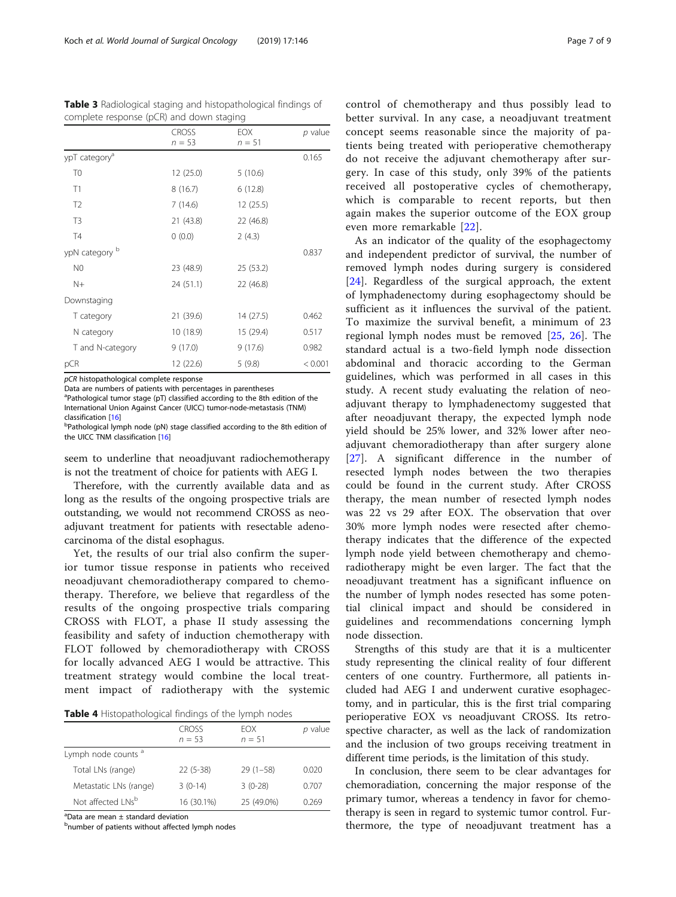**Table 3** Radiological staging and histopathological findings of complete response (pCR) and down staging

| | CROSS $n = 53$ | EOX $n = 51$ | *p* value |
|---|---|---|---|
| ypT category[a] | | | 0.165 |
| T0 | 12 (25.0) | 5 (10.6) | |
| T1 | 8 (16.7) | 6 (12.8) | |
| T2 | 7 (14.6) | 12 (25.5) | |
| T3 | 21 (43.8) | 22 (46.8) | |
| T4 | 0 (0.0) | 2 (4.3) | |
| ypN category [b] | | | 0.837 |
| N0 | 23 (48.9) | 25 (53.2) | |
| N+ | 24 (51.1) | 22 (46.8) | |
| Downstaging | | | |
| T category | 21 (39.6) | 14 (27.5) | 0.462 |
| N category | 10 (18.9) | 15 (29.4) | 0.517 |
| T and N-category | 9 (17.0) | 9 (17.6) | 0.982 |
| pCR | 12 (22.6) | 5 (9.8) | < 0.001 |

*pCR* histopathological complete response

Data are numbers of patients with percentages in parentheses

[a]Pathological tumor stage (pT) classified according to the 8th edition of the International Union Against Cancer (UICC) tumor-node-metastasis (TNM) classification [16]

[b]Pathological lymph node (pN) stage classified according to the 8th edition of the UICC TNM classification [16]

seem to underline that neoadjuvant radiochemotherapy is not the treatment of choice for patients with AEG I.

Therefore, with the currently available data and as long as the results of the ongoing prospective trials are outstanding, we would not recommend CROSS as neoadjuvant treatment for patients with resectable adenocarcinoma of the distal esophagus.

Yet, the results of our trial also confirm the superior tumor tissue response in patients who received neoadjuvant chemoradiotherapy compared to chemotherapy. Therefore, we believe that regardless of the results of the ongoing prospective trials comparing CROSS with FLOT, a phase II study assessing the feasibility and safety of induction chemotherapy with FLOT followed by chemoradiotherapy with CROSS for locally advanced AEG I would be attractive. This treatment strategy would combine the local treatment impact of radiotherapy with the systemic control of chemotherapy and thus possibly lead to better survival. In any case, a neoadjuvant treatment concept seems reasonable since the majority of patients being treated with perioperative chemotherapy do not receive the adjuvant chemotherapy after surgery. In case of this study, only 39% of the patients received all postoperative cycles of chemotherapy, which is comparable to recent reports, but then again makes the superior outcome of the EOX group even more remarkable [22].

**Table 4** Histopathological findings of the lymph nodes

| | CROSS $n = 53$ | EOX $n = 51$ | *p* value |
|---|---|---|---|
| Lymph node counts [a] | | | |
| Total LNs (range) | 22 (5-38) | 29 (1–58) | 0.020 |
| Metastatic LNs (range) | 3 (0-14) | 3 (0-28) | 0.707 |
| Not affected LNs[b] | 16 (30.1%) | 25 (49.0%) | 0.269 |

[a]Data are mean ± standard deviation

[b]number of patients without affected lymph nodes

As an indicator of the quality of the esophagectomy and independent predictor of survival, the number of removed lymph nodes during surgery is considered [24]. Regardless of the surgical approach, the extent of lymphadenectomy during esophagectomy should be sufficient as it influences the survival of the patient. To maximize the survival benefit, a minimum of 23 regional lymph nodes must be removed [25, 26]. The standard actual is a two-field lymph node dissection abdominal and thoracic according to the German guidelines, which was performed in all cases in this study. A recent study evaluating the relation of neoadjuvant therapy to lymphadenectomy suggested that after neoadjuvant therapy, the expected lymph node yield should be 25% lower, and 32% lower after neoadjuvant chemoradiotherapy than after surgery alone [27]. A significant difference in the number of resected lymph nodes between the two therapies could be found in the current study. After CROSS therapy, the mean number of resected lymph nodes was 22 vs 29 after EOX. The observation that over 30% more lymph nodes were resected after chemotherapy indicates that the difference of the expected lymph node yield between chemotherapy and chemoradiotherapy might be even larger. The fact that the neoadjuvant treatment has a significant influence on the number of lymph nodes resected has some potential clinical impact and should be considered in guidelines and recommendations concerning lymph node dissection.

Strengths of this study are that it is a multicenter study representing the clinical reality of four different centers of one country. Furthermore, all patients included had AEG I and underwent curative esophagectomy, and in particular, this is the first trial comparing perioperative EOX vs neoadjuvant CROSS. Its retrospective character, as well as the lack of randomization and the inclusion of two groups receiving treatment in different time periods, is the limitation of this study.

In conclusion, there seem to be clear advantages for chemoradiation, concerning the major response of the primary tumor, whereas a tendency in favor for chemotherapy is seen in regard to systemic tumor control. Furthermore, the type of neoadjuvant treatment has a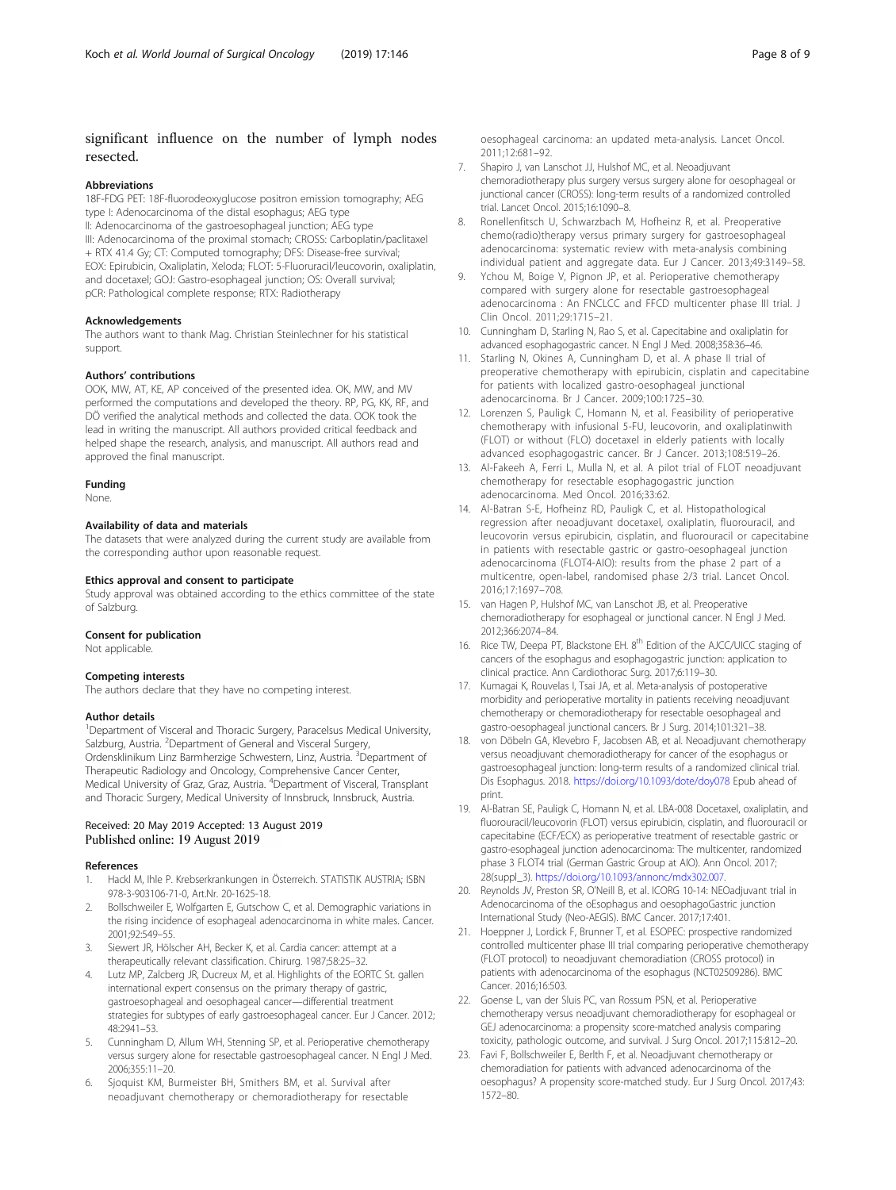significant influence on the number of lymph nodes resected.

#### Abbreviations

18F-FDG PET: 18F-fluorodeoxyglucose positron emission tomography; AEG type I: Adenocarcinoma of the distal esophagus; AEG type II: Adenocarcinoma of the gastroesophageal junction; AEG type III: Adenocarcinoma of the proximal stomach; CROSS: Carboplatin/paclitaxel + RTX 41.4 Gy; CT: Computed tomography; DFS: Disease-free survival; EOX: Epirubicin, Oxaliplatin, Xeloda; FLOT: 5-Fluoruracil/leucovorin, oxaliplatin, and docetaxel; GOJ: Gastro-esophageal junction; OS: Overall survival; pCR: Pathological complete response; RTX: Radiotherapy

#### Acknowledgements

The authors want to thank Mag. Christian Steinlechner for his statistical support.

#### Authors' contributions

OOK, MW, AT, KE, AP conceived of the presented idea. OK, MW, and MV performed the computations and developed the theory. RP, PG, KK, RF, and DÖ verified the analytical methods and collected the data. OOK took the lead in writing the manuscript. All authors provided critical feedback and helped shape the research, analysis, and manuscript. All authors read and approved the final manuscript.

#### Funding

None.

#### Availability of data and materials

The datasets that were analyzed during the current study are available from the corresponding author upon reasonable request.

#### Ethics approval and consent to participate

Study approval was obtained according to the ethics committee of the state of Salzburg.

#### Consent for publication

Not applicable.

#### Competing interests

The authors declare that they have no competing interest.

#### Author details

[1]Department of Visceral and Thoracic Surgery, Paracelsus Medical University, Salzburg, Austria. [2]Department of General and Visceral Surgery, Ordensklinikum Linz Barmherzige Schwestern, Linz, Austria. [3]Department of Therapeutic Radiology and Oncology, Comprehensive Cancer Center, Medical University of Graz, Graz, Austria. [4]Department of Visceral, Transplant and Thoracic Surgery, Medical University of Innsbruck, Innsbruck, Austria.

Received: 20 May 2019 Accepted: 13 August 2019
Published online: 19 August 2019

#### References

1. Hackl M, Ihle P. Krebserkrankungen in Österreich. STATISTIK AUSTRIA; ISBN 978-3-903106-71-0, Art.Nr. 20-1625-18.
2. Bollschweiler E, Wolfgarten E, Gutschow C, et al. Demographic variations in the rising incidence of esophageal adenocarcinoma in white males. Cancer. 2001;92:549–55.
3. Siewert JR, Hölscher AH, Becker K, et al. Cardia cancer: attempt at a therapeutically relevant classification. Chirurg. 1987;58:25–32.
4. Lutz MP, Zalcberg JR, Ducreux M, et al. Highlights of the EORTC St. gallen international expert consensus on the primary therapy of gastric, gastroesophageal and oesophageal cancer—differential treatment strategies for subtypes of early gastroesophageal cancer. Eur J Cancer. 2012;48:2941–53.
5. Cunningham D, Allum WH, Stenning SP, et al. Perioperative chemotherapy versus surgery alone for resectable gastroesophageal cancer. N Engl J Med. 2006;355:11–20.
6. Sjoquist KM, Burmeister BH, Smithers BM, et al. Survival after neoadjuvant chemotherapy or chemoradiotherapy for resectable oesophageal carcinoma: an updated meta-analysis. Lancet Oncol. 2011;12:681–92.
7. Shapiro J, van Lanschot JJ, Hulshof MC, et al. Neoadjuvant chemoradiotherapy plus surgery versus surgery alone for oesophageal or junctional cancer (CROSS): long-term results of a randomized controlled trial. Lancet Oncol. 2015;16:1090–8.
8. Ronellenfitsch U, Schwarzbach M, Hofheinz R, et al. Preoperative chemo(radio)therapy versus primary surgery for gastroesophageal adenocarcinoma: systematic review with meta-analysis combining individual patient and aggregate data. Eur J Cancer. 2013;49:3149–58.
9. Ychou M, Boige V, Pignon JP, et al. Perioperative chemotherapy compared with surgery alone for resectable gastroesophageal adenocarcinoma : An FNCLCC and FFCD multicenter phase III trial. J Clin Oncol. 2011;29:1715–21.
10. Cunningham D, Starling N, Rao S, et al. Capecitabine and oxaliplatin for advanced esophagogastric cancer. N Engl J Med. 2008;358:36–46.
11. Starling N, Okines A, Cunningham D, et al. A phase II trial of preoperative chemotherapy with epirubicin, cisplatin and capecitabine for patients with localized gastro-oesophageal junctional adenocarcinoma. Br J Cancer. 2009;100:1725–30.
12. Lorenzen S, Pauligk C, Homann N, et al. Feasibility of perioperative chemotherapy with infusional 5-FU, leucovorin, and oxaliplatinwith (FLOT) or without (FLO) docetaxel in elderly patients with locally advanced esophagogastric cancer. Br J Cancer. 2013;108:519–26.
13. Al-Fakeeh A, Ferri L, Mulla N, et al. A pilot trial of FLOT neoadjuvant chemotherapy for resectable esophagogastric junction adenocarcinoma. Med Oncol. 2016;33:62.
14. Al-Batran S-E, Hofheinz RD, Pauligk C, et al. Histopathological regression after neoadjuvant docetaxel, oxaliplatin, fluorouracil, and leucovorin versus epirubicin, cisplatin, and fluorouracil or capecitabine in patients with resectable gastric or gastro-oesophageal junction adenocarcinoma (FLOT4-AIO): results from the phase 2 part of a multicentre, open-label, randomised phase 2/3 trial. Lancet Oncol. 2016;17:1697–708.
15. van Hagen P, Hulshof MC, van Lanschot JB, et al. Preoperative chemoradiotherapy for esophageal or junctional cancer. N Engl J Med. 2012;366:2074–84.
16. Rice TW, Deepa PT, Blackstone EH. 8th Edition of the AJCC/UICC staging of cancers of the esophagus and esophagogastric junction: application to clinical practice. Ann Cardiothorac Surg. 2017;6:119–30.
17. Kumagai K, Rouvelas I, Tsai JA, et al. Meta-analysis of postoperative morbidity and perioperative mortality in patients receiving neoadjuvant chemotherapy or chemoradiotherapy for resectable oesophageal and gastro-oesophageal junctional cancers. Br J Surg. 2014;101:321–38.
18. von Döbeln GA, Klevebro F, Jacobsen AB, et al. Neoadjuvant chemotherapy versus neoadjuvant chemoradiotherapy for cancer of the esophagus or gastroesophageal junction: long-term results of a randomized clinical trial. Dis Esophagus. 2018. https://doi.org/10.1093/dote/doy078 Epub ahead of print.
19. Al-Batran SE, Pauligk C, Homann N, et al. LBA-008 Docetaxel, oxaliplatin, and fluorouracil/leucovorin (FLOT) versus epirubicin, cisplatin, and fluorouracil or capecitabine (ECF/ECX) as perioperative treatment of resectable gastric or gastro-esophageal junction adenocarcinoma: The multicenter, randomized phase 3 FLOT4 trial (German Gastric Group at AIO). Ann Oncol. 2017;28(suppl_3). https://doi.org/10.1093/annonc/mdx302.007.
20. Reynolds JV, Preston SR, O'Neill B, et al. ICORG 10-14: NEOadjuvant trial in Adenocarcinoma of the oEsophagus and oesophagoGastric junction International Study (Neo-AEGIS). BMC Cancer. 2017;17:401.
21. Hoeppner J, Lordick F, Brunner T, et al. ESOPEC: prospective randomized controlled multicenter phase III trial comparing perioperative chemotherapy (FLOT protocol) to neoadjuvant chemoradiation (CROSS protocol) in patients with adenocarcinoma of the esophagus (NCT02509286). BMC Cancer. 2016;16:503.
22. Goense L, van der Sluis PC, van Rossum PSN, et al. Perioperative chemotherapy versus neoadjuvant chemoradiotherapy for esophageal or GEJ adenocarcinoma: a propensity score-matched analysis comparing toxicity, pathologic outcome, and survival. J Surg Oncol. 2017;115:812–20.
23. Favi F, Bollschweiler E, Berlth F, et al. Neoadjuvant chemotherapy or chemoradiation for patients with advanced adenocarcinoma of the oesophagus? A propensity score-matched study. Eur J Surg Oncol. 2017;43:1572–80.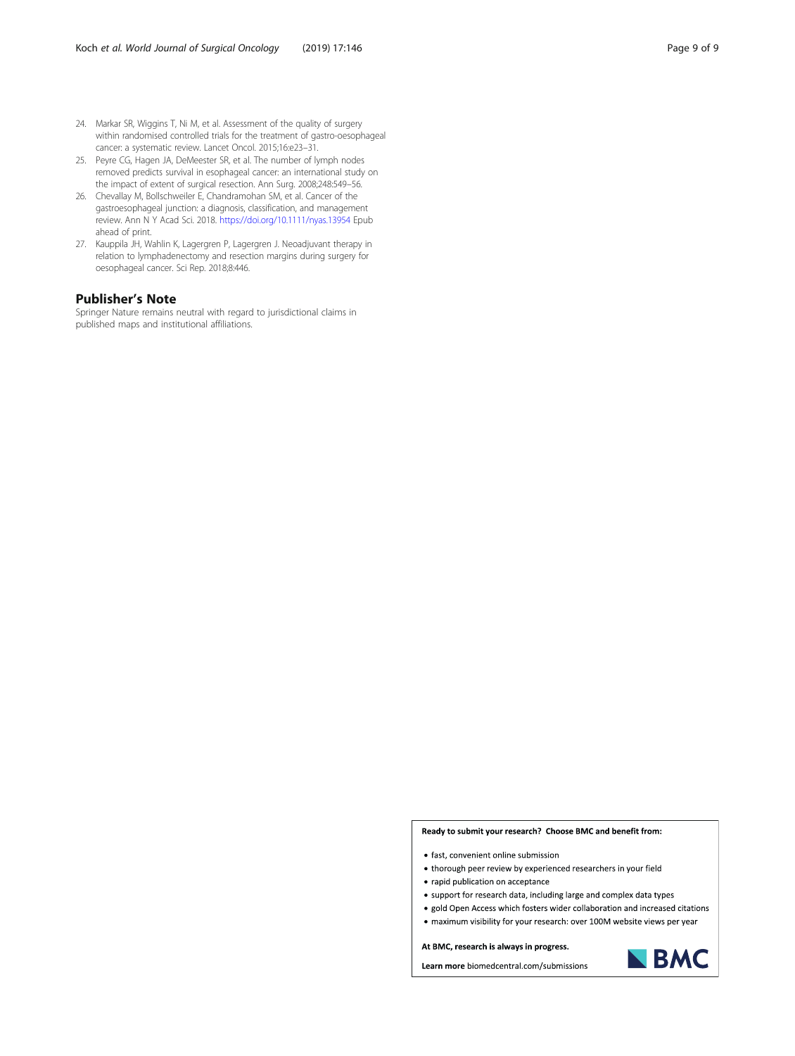24. Markar SR, Wiggins T, Ni M, et al. Assessment of the quality of surgery within randomised controlled trials for the treatment of gastro-oesophageal cancer: a systematic review. Lancet Oncol. 2015;16:e23–31.
25. Peyre CG, Hagen JA, DeMeester SR, et al. The number of lymph nodes removed predicts survival in esophageal cancer: an international study on the impact of extent of surgical resection. Ann Surg. 2008;248:549–56.
26. Chevallay M, Bollschweiler E, Chandramohan SM, et al. Cancer of the gastroesophageal junction: a diagnosis, classification, and management review. Ann N Y Acad Sci. 2018. https://doi.org/10.1111/nyas.13954 Epub ahead of print.
27. Kauppila JH, Wahlin K, Lagergren P, Lagergren J. Neoadjuvant therapy in relation to lymphadenectomy and resection margins during surgery for oesophageal cancer. Sci Rep. 2018;8:446.

## Publisher's Note

Springer Nature remains neutral with regard to jurisdictional claims in published maps and institutional affiliations.

**Ready to submit your research? Choose BMC and benefit from:**

- fast, convenient online submission
- thorough peer review by experienced researchers in your field
- rapid publication on acceptance
- support for research data, including large and complex data types
- gold Open Access which fosters wider collaboration and increased citations
- maximum visibility for your research: over 100M website views per year

**At BMC, research is always in progress.**

**Learn more** biomedcentral.com/submissions

BMC